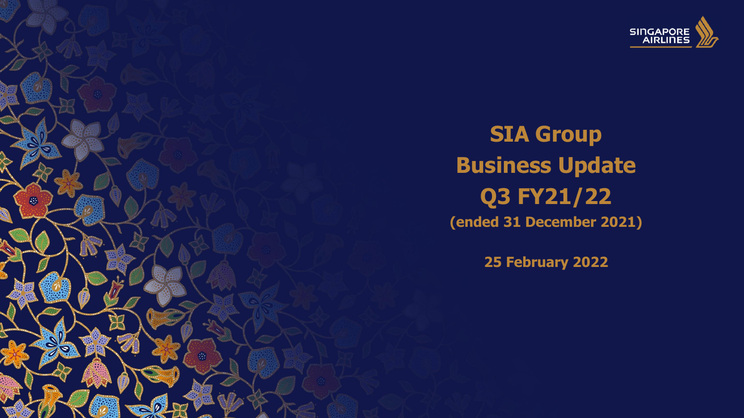# SIA Group Business Update Q3 FY21/22

**(ended 31 December 2021)**

**25 February 2022**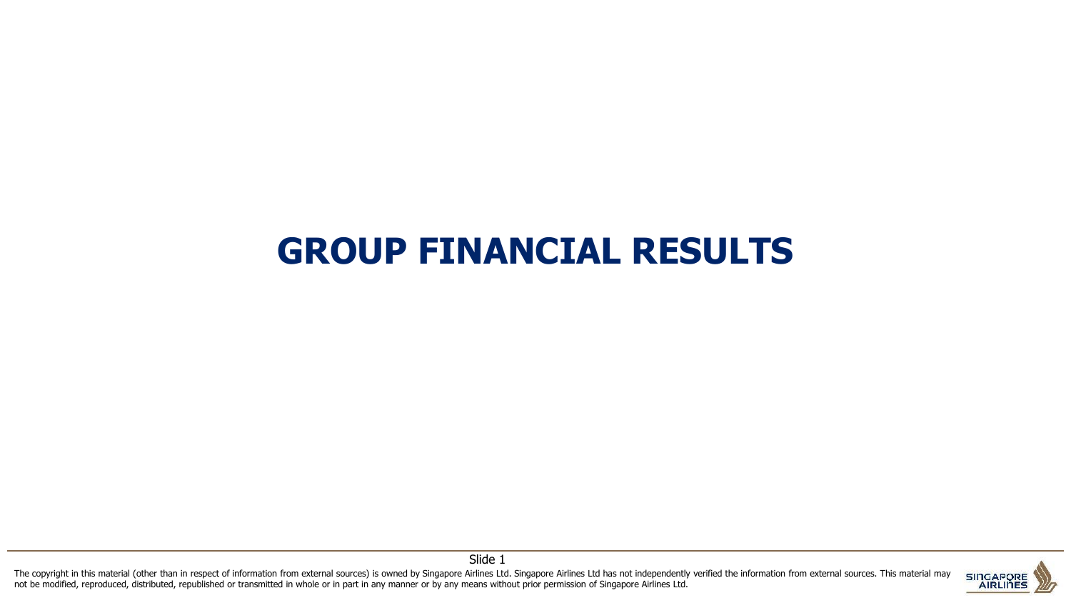# GROUP FINANCIAL RESULTS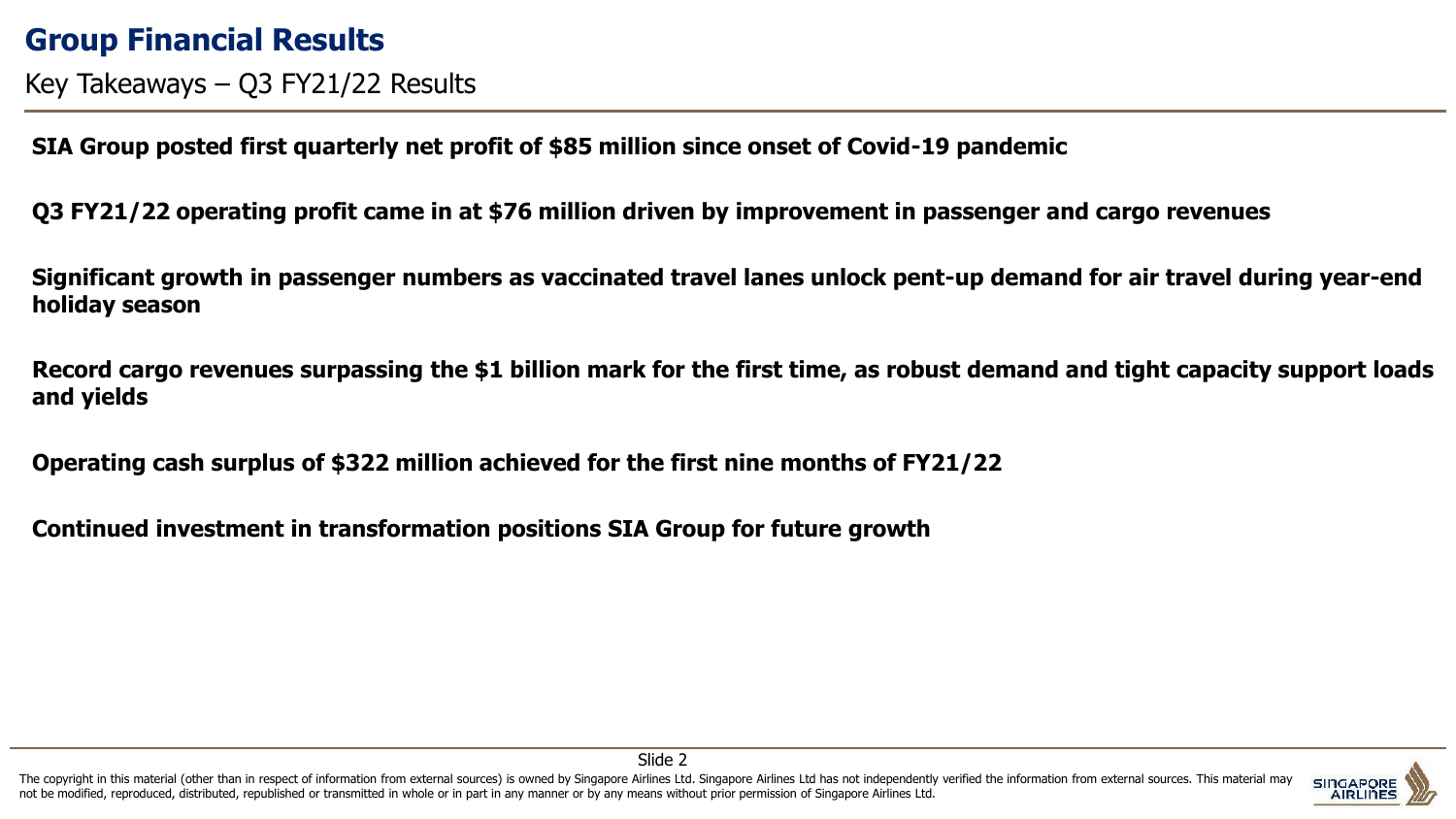# Group Financial Results

## Key Takeaways – Q3 FY21/22 Results

**SIA Group posted first quarterly net profit of $85 million since onset of Covid-19 pandemic**

**Q3 FY21/22 operating profit came in at $76 million driven by improvement in passenger and cargo revenues**

**Significant growth in passenger numbers as vaccinated travel lanes unlock pent-up demand for air travel during year-end holiday season**

**Record cargo revenues surpassing the $1 billion mark for the first time, as robust demand and tight capacity support loads and yields**

**Operating cash surplus of $322 million achieved for the first nine months of FY21/22**

**Continued investment in transformation positions SIA Group for future growth**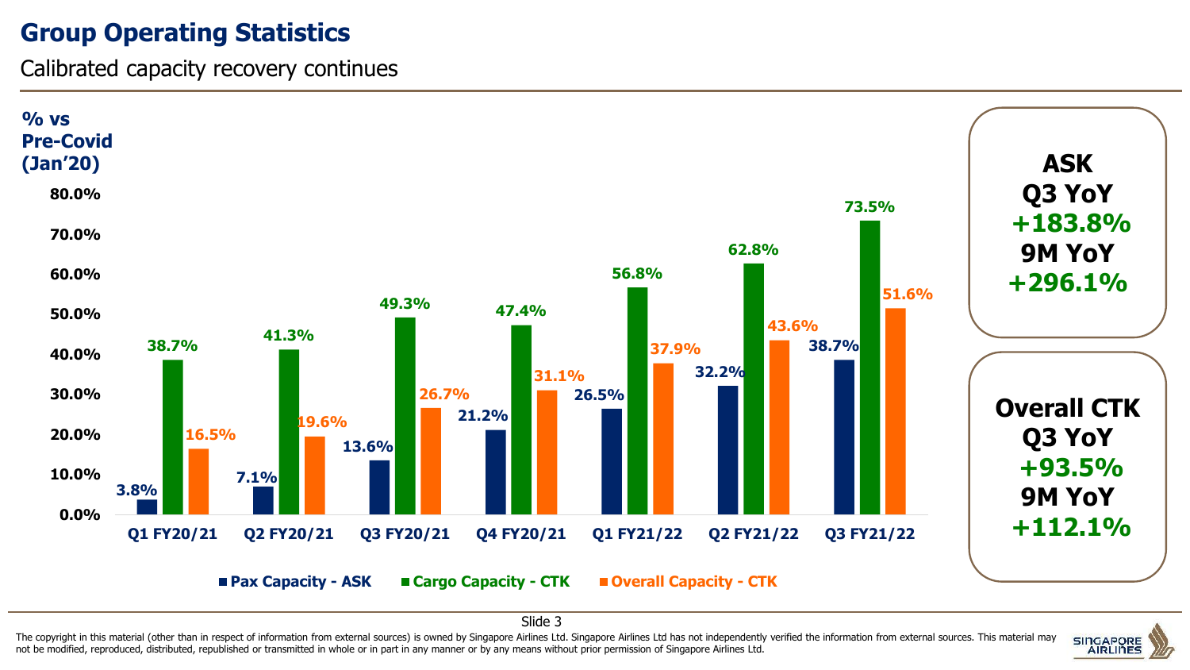# Group Operating Statistics

Calibrated capacity recovery continues

% vs Pre-Covid (Jan'20)

| | Q1 FY20/21 | Q2 FY20/21 | Q3 FY20/21 | Q4 FY20/21 | Q1 FY21/22 | Q2 FY21/22 | Q3 FY21/22 |
|---|---|---|---|---|---|---|---|
| Pax Capacity - ASK | 3.8% | 7.1% | 13.6% | 21.2% | 26.5% | 32.2% | 38.7% |
| Cargo Capacity - CTK | 38.7% | 41.3% | 49.3% | 47.4% | 56.8% | 62.8% | 73.5% |
| Overall Capacity - CTK | 16.5% | 19.6% | 26.7% | 31.1% | 37.9% | 43.6% | 51.6% |

**ASK**
**Q3 YoY**
**+183.8%**
**9M YoY**
**+296.1%**

**Overall CTK**
**Q3 YoY**
**+93.5%**
**9M YoY**
**+112.1%**

The copyright in this material (other than in respect of information from external sources) is owned by Singapore Airlines Ltd. Singapore Airlines Ltd has not independently verified the information from external sources. This material may not be modified, reproduced, distributed, republished or transmitted in whole or in part in any manner or by any means without prior permission of Singapore Airlines Ltd.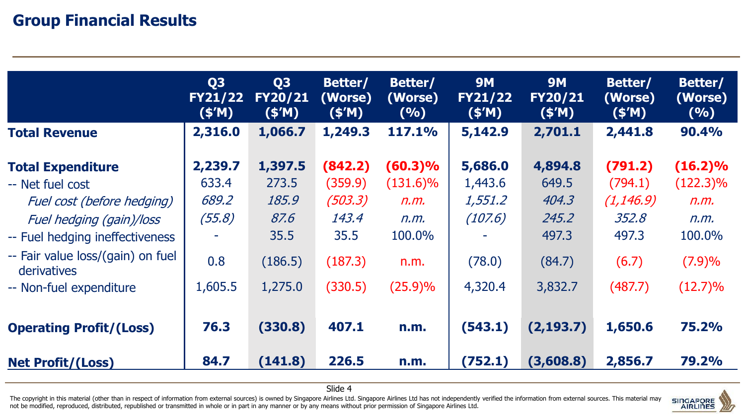# Group Financial Results

| | Q3 FY21/22 ($'M) | Q3 FY20/21 ($'M) | Better/ (Worse) ($'M) | Better/ (Worse) (%) | 9M FY21/22 ($'M) | 9M FY20/21 ($'M) | Better/ (Worse) ($'M) | Better/ (Worse) (%) |
|---|---|---|---|---|---|---|---|---|
| **Total Revenue** | **2,316.0** | **1,066.7** | **1,249.3** | **117.1%** | **5,142.9** | **2,701.1** | **2,441.8** | **90.4%** |
| **Total Expenditure** | **2,239.7** | **1,397.5** | **(842.2)** | **(60.3)%** | **5,686.0** | **4,894.8** | **(791.2)** | **(16.2)%** |
| -- Net fuel cost | 633.4 | 273.5 | (359.9) | (131.6)% | 1,443.6 | 649.5 | (794.1) | (122.3)% |
| *Fuel cost (before hedging)* | *689.2* | *185.9* | *(503.3)* | *n.m.* | *1,551.2* | *404.3* | *(1,146.9)* | *n.m.* |
| *Fuel hedging (gain)/loss* | *(55.8)* | *87.6* | *143.4* | *n.m.* | *(107.6)* | *245.2* | *352.8* | *n.m.* |
| -- Fuel hedging ineffectiveness | - | 35.5 | 35.5 | 100.0% | - | 497.3 | 497.3 | 100.0% |
| -- Fair value loss/(gain) on fuel derivatives | 0.8 | (186.5) | (187.3) | n.m. | (78.0) | (84.7) | (6.7) | (7.9)% |
| -- Non-fuel expenditure | 1,605.5 | 1,275.0 | (330.5) | (25.9)% | 4,320.4 | 3,832.7 | (487.7) | (12.7)% |
| **Operating Profit/(Loss)** | **76.3** | **(330.8)** | **407.1** | **n.m.** | **(543.1)** | **(2,193.7)** | **1,650.6** | **75.2%** |
| **Net Profit/(Loss)** | **84.7** | **(141.8)** | **226.5** | **n.m.** | **(752.1)** | **(3,608.8)** | **2,856.7** | **79.2%** |

The copyright in this material (other than in respect of information from external sources) is owned by Singapore Airlines Ltd. Singapore Airlines Ltd has not independently verified the information from external sources. This material may not be modified, reproduced, distributed, republished or transmitted in whole or in part in any manner or by any means without prior permission of Singapore Airlines Ltd.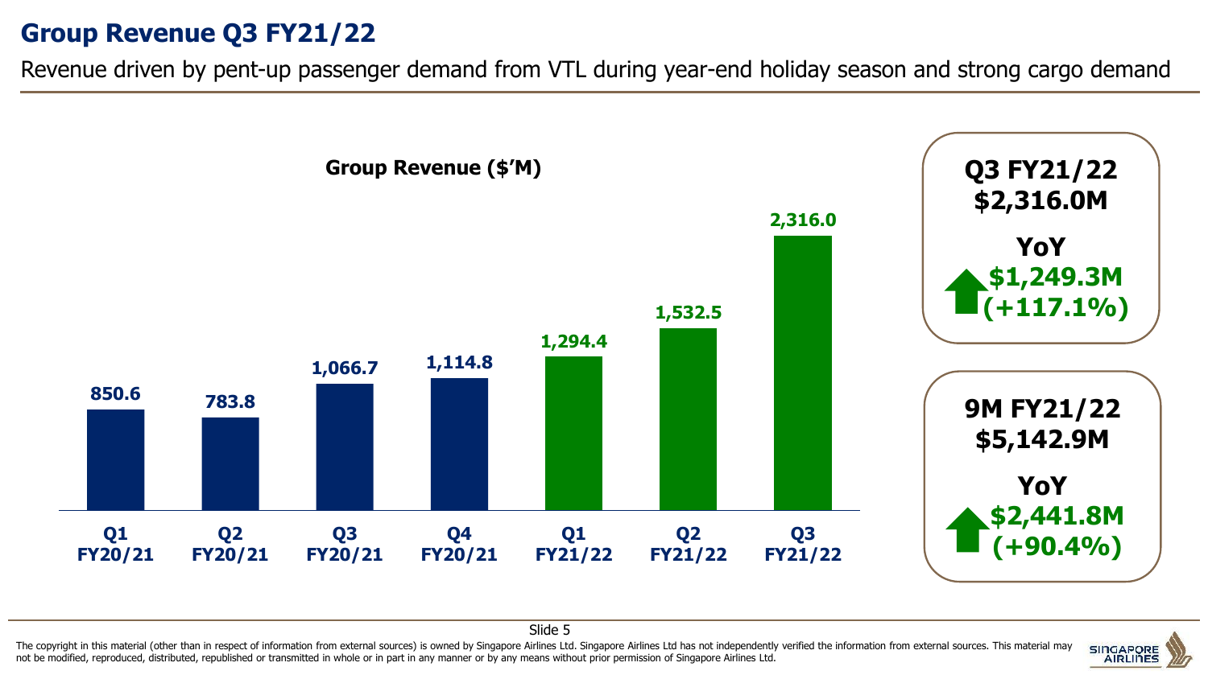# Group Revenue Q3 FY21/22

Revenue driven by pent-up passenger demand from VTL during year-end holiday season and strong cargo demand

**Group Revenue ($'M)**

| Quarter | Group Revenue ($'M) |
| --- | --- |
| Q1 FY20/21 | 850.6 |
| Q2 FY20/21 | 783.8 |
| Q3 FY20/21 | 1,066.7 |
| Q4 FY20/21 | 1,114.8 |
| Q1 FY21/22 | 1,294.4 |
| Q2 FY21/22 | 1,532.5 |
| Q3 FY21/22 | 2,316.0 |

**Q3 FY21/22**
**$2,316.0M**

**YoY**
**$1,249.3M (+117.1%)**

**9M FY21/22**
**$5,142.9M**

**YoY**
**$2,441.8M (+90.4%)**

The copyright in this material (other than in respect of information from external sources) is owned by Singapore Airlines Ltd. Singapore Airlines Ltd has not independently verified the information from external sources. This material may not be modified, reproduced, distributed, republished or transmitted in whole or in part in any manner or by any means without prior permission of Singapore Airlines Ltd.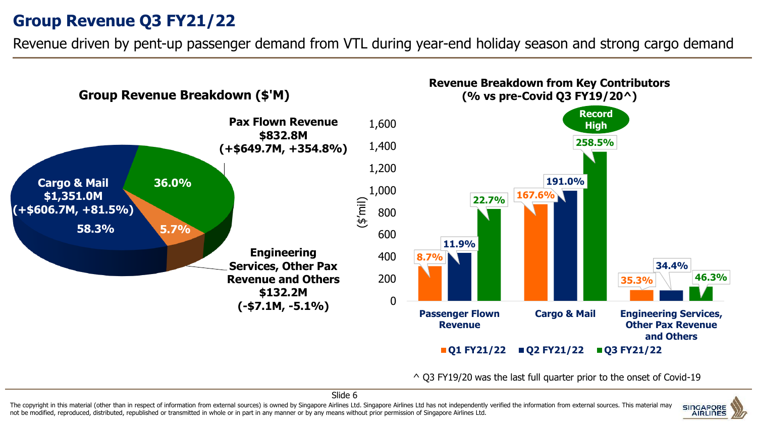# Group Revenue Q3 FY21/22

Revenue driven by pent-up passenger demand from VTL during year-end holiday season and strong cargo demand

## Group Revenue Breakdown ($'M)

- **Cargo & Mail** $1,351.0M (+$606.7M, +81.5%) — 58.3%
- **Pax Flown Revenue** $832.8M (+$649.7M, +354.8%) — 36.0%
- **Engineering Services, Other Pax Revenue and Others** $132.2M (-$7.1M, -5.1%) — 5.7%

## Revenue Breakdown from Key Contributors (% vs pre-Covid Q3 FY19/20^)

($'mil)

| | Q1 FY21/22 | Q2 FY21/22 | Q3 FY21/22 |
|---|---|---|---|
| Passenger Flown Revenue | 8.7% | 11.9% | 22.7% |
| Cargo & Mail | 167.6% | 191.0% | 258.5% (Record High) |
| Engineering Services, Other Pax Revenue and Others | 35.3% | 34.4% | 46.3% |

^ Q3 FY19/20 was the last full quarter prior to the onset of Covid-19

The copyright in this material (other than in respect of information from external sources) is owned by Singapore Airlines Ltd. Singapore Airlines Ltd has not independently verified the information from external sources. This material may not be modified, reproduced, distributed, republished or transmitted in whole or in part in any manner or by any means without prior permission of Singapore Airlines Ltd.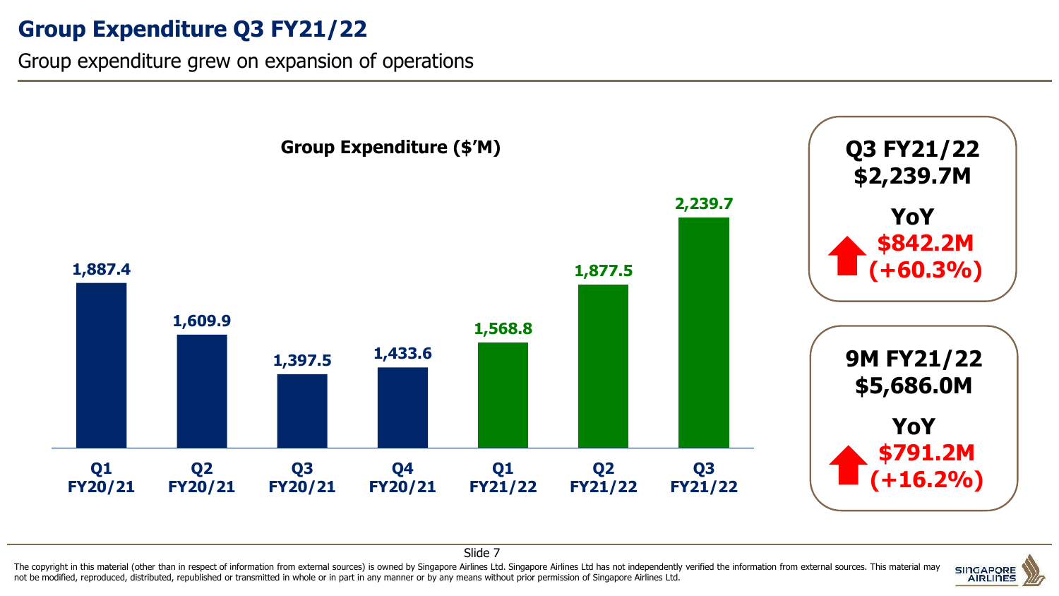# Group Expenditure Q3 FY21/22

Group expenditure grew on expansion of operations

**Group Expenditure ($'M)**

| Quarter | Group Expenditure ($'M) |
|---|---|
| Q1 FY20/21 | 1,887.4 |
| Q2 FY20/21 | 1,609.9 |
| Q3 FY20/21 | 1,397.5 |
| Q4 FY20/21 | 1,433.6 |
| Q1 FY21/22 | 1,568.8 |
| Q2 FY21/22 | 1,877.5 |
| Q3 FY21/22 | 2,239.7 |

**Q3 FY21/22**
**$2,239.7M**

**YoY**
**$842.2M (+60.3%)**

**9M FY21/22**
**$5,686.0M**

**YoY**
**$791.2M (+16.2%)**

The copyright in this material (other than in respect of information from external sources) is owned by Singapore Airlines Ltd. Singapore Airlines Ltd has not independently verified the information from external sources. This material may not be modified, reproduced, distributed, republished or transmitted in whole or in part in any manner or by any means without prior permission of Singapore Airlines Ltd.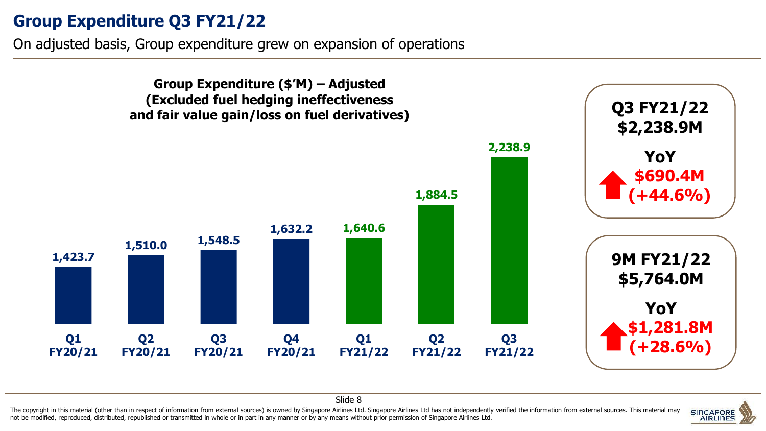# Group Expenditure Q3 FY21/22

On adjusted basis, Group expenditure grew on expansion of operations

**Group Expenditure ($'M) – Adjusted (Excluded fuel hedging ineffectiveness and fair value gain/loss on fuel derivatives)**

| Quarter | Group Expenditure ($'M) |
| --- | --- |
| Q1 FY20/21 | 1,423.7 |
| Q2 FY20/21 | 1,510.0 |
| Q3 FY20/21 | 1,548.5 |
| Q4 FY20/21 | 1,632.2 |
| Q1 FY21/22 | 1,640.6 |
| Q2 FY21/22 | 1,884.5 |
| Q3 FY21/22 | 2,238.9 |

**Q3 FY21/22**
**$2,238.9M**

**YoY**
**$690.4M (+44.6%)**

**9M FY21/22**
**$5,764.0M**

**YoY**
**$1,281.8M (+28.6%)**

The copyright in this material (other than in respect of information from external sources) is owned by Singapore Airlines Ltd. Singapore Airlines Ltd has not independently verified the information from external sources. This material may not be modified, reproduced, distributed, republished or transmitted in whole or in part in any manner or by any means without prior permission of Singapore Airlines Ltd.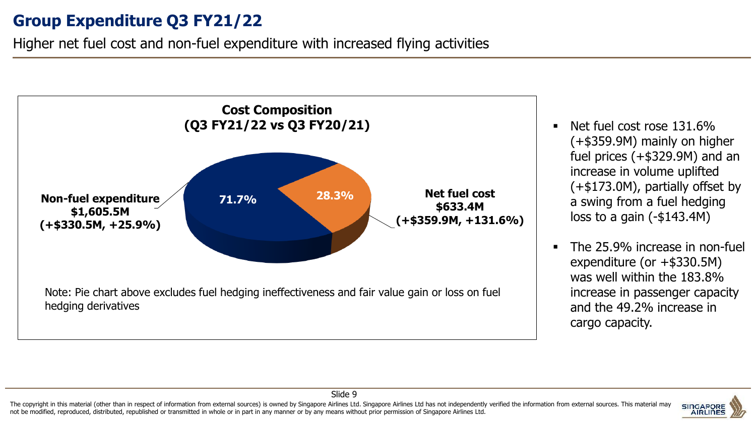# Group Expenditure Q3 FY21/22

Higher net fuel cost and non-fuel expenditure with increased flying activities

**Cost Composition (Q3 FY21/22 vs Q3 FY20/21)**

**Non-fuel expenditure $1,605.5M (+$330.5M, +25.9%)** — 71.7%

**Net fuel cost $633.4M (+$359.9M, +131.6%)** — 28.3%

Note: Pie chart above excludes fuel hedging ineffectiveness and fair value gain or loss on fuel hedging derivatives

- Net fuel cost rose 131.6% (+$359.9M) mainly on higher fuel prices (+$329.9M) and an increase in volume uplifted (+$173.0M), partially offset by a swing from a fuel hedging loss to a gain (-$143.4M)
- The 25.9% increase in non-fuel expenditure (or +$330.5M) was well within the 183.8% increase in passenger capacity and the 49.2% increase in cargo capacity.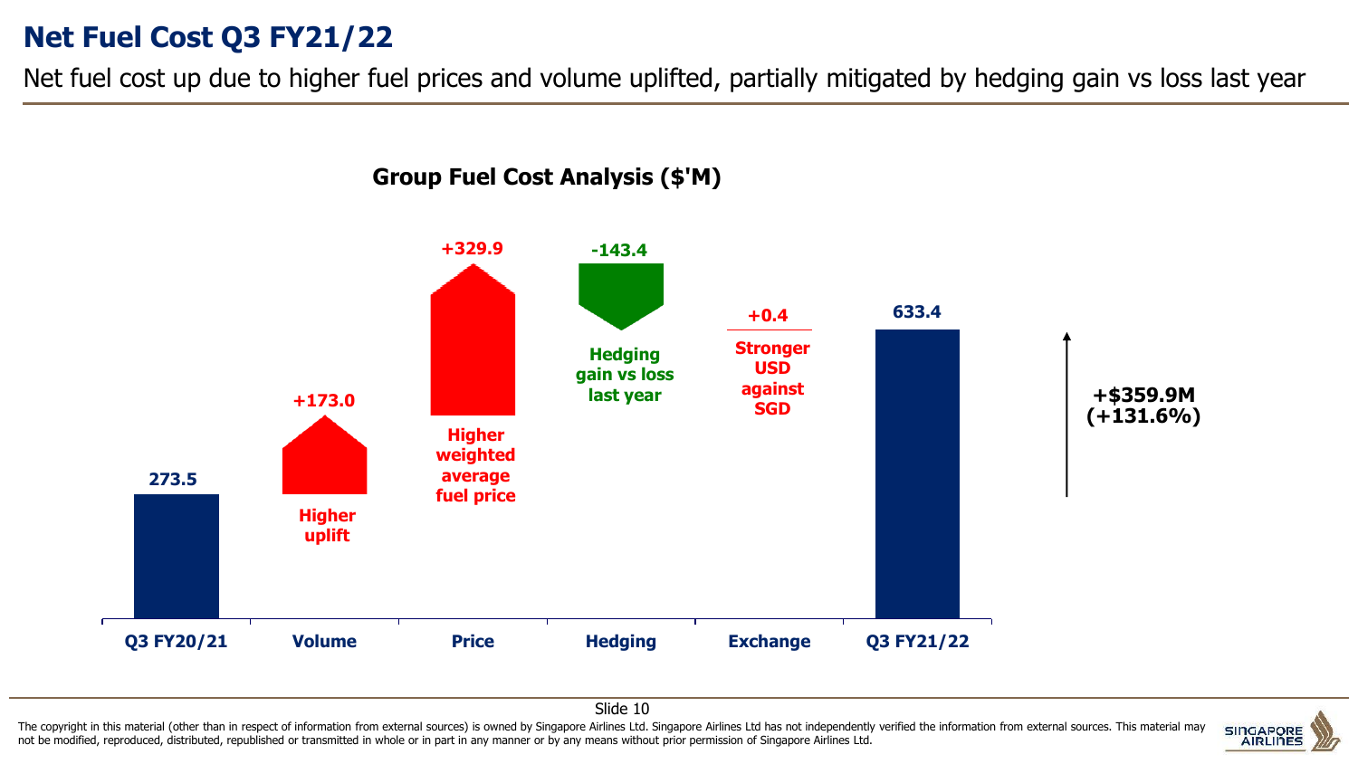# Net Fuel Cost Q3 FY21/22

Net fuel cost up due to higher fuel prices and volume uplifted, partially mitigated by hedging gain vs loss last year

## Group Fuel Cost Analysis ($'M)

| Component | Amount ($'M) | Description |
| --- | --- | --- |
| Q3 FY20/21 | 273.5 | |
| Volume | +173.0 | Higher uplift |
| Price | +329.9 | Higher weighted average fuel price |
| Hedging | -143.4 | Hedging gain vs loss last year |
| Exchange | +0.4 | Stronger USD against SGD |
| Q3 FY21/22 | 633.4 | |

+$359.9M (+131.6%)

The copyright in this material (other than in respect of information from external sources) is owned by Singapore Airlines Ltd. Singapore Airlines Ltd has not independently verified the information from external sources. This material may not be modified, reproduced, distributed, republished or transmitted in whole or in part in any manner or by any means without prior permission of Singapore Airlines Ltd.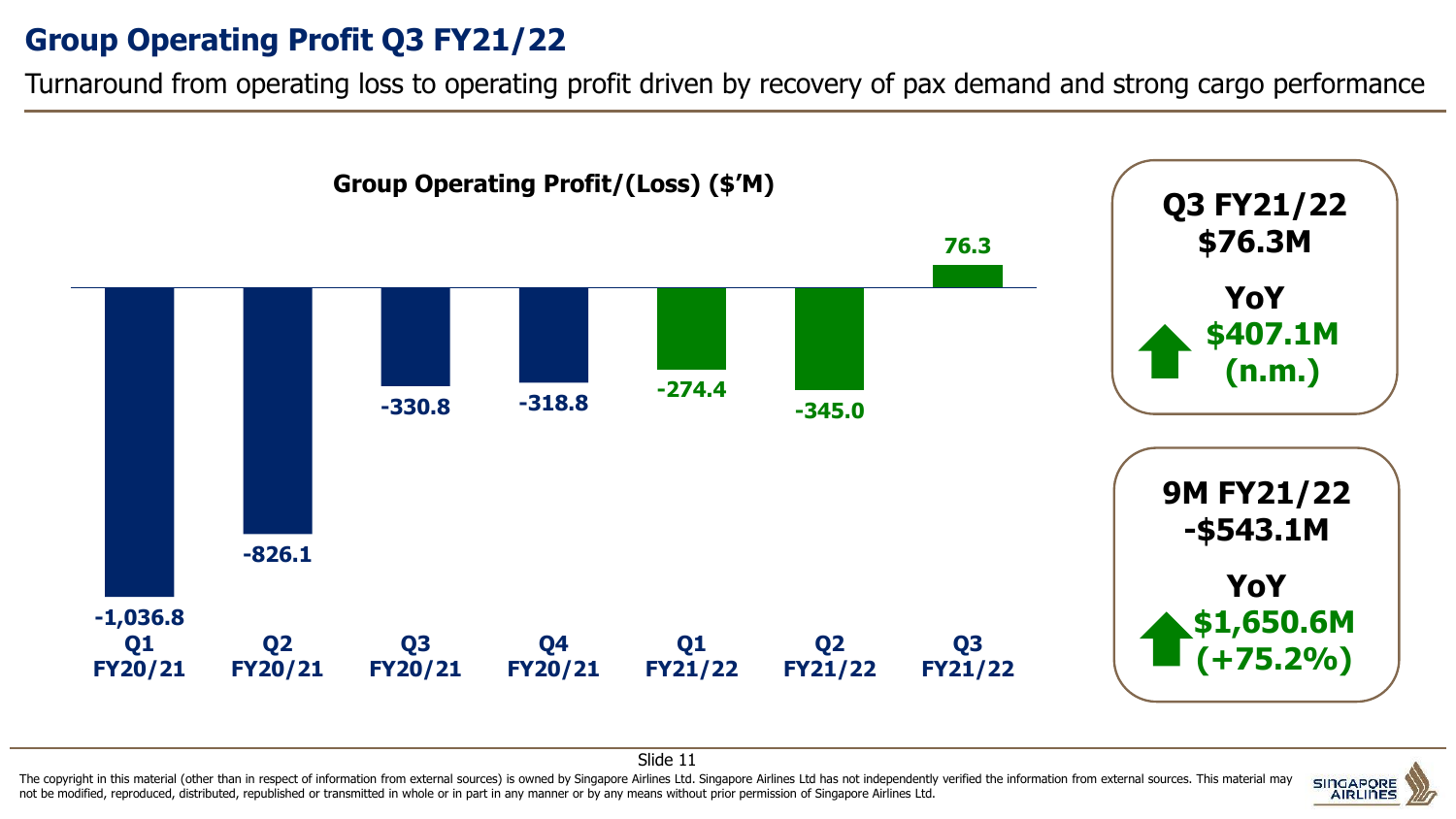# Group Operating Profit Q3 FY21/22

Turnaround from operating loss to operating profit driven by recovery of pax demand and strong cargo performance

**Group Operating Profit/(Loss) ($'M)**

| Quarter | Operating Profit/(Loss) ($'M) |
|---|---|
| Q1 FY20/21 | -1,036.8 |
| Q2 FY20/21 | -826.1 |
| Q3 FY20/21 | -330.8 |
| Q4 FY20/21 | -318.8 |
| Q1 FY21/22 | -274.4 |
| Q2 FY21/22 | -345.0 |
| Q3 FY21/22 | 76.3 |

**Q3 FY21/22**
**$76.3M**

**YoY**
**$407.1M**
**(n.m.)**

**9M FY21/22**
**-$543.1M**

**YoY**
**$1,650.6M**
**(+75.2%)**

The copyright in this material (other than in respect of information from external sources) is owned by Singapore Airlines Ltd. Singapore Airlines Ltd has not independently verified the information from external sources. This material may not be modified, reproduced, distributed, republished or transmitted in whole or in part in any manner or by any means without prior permission of Singapore Airlines Ltd.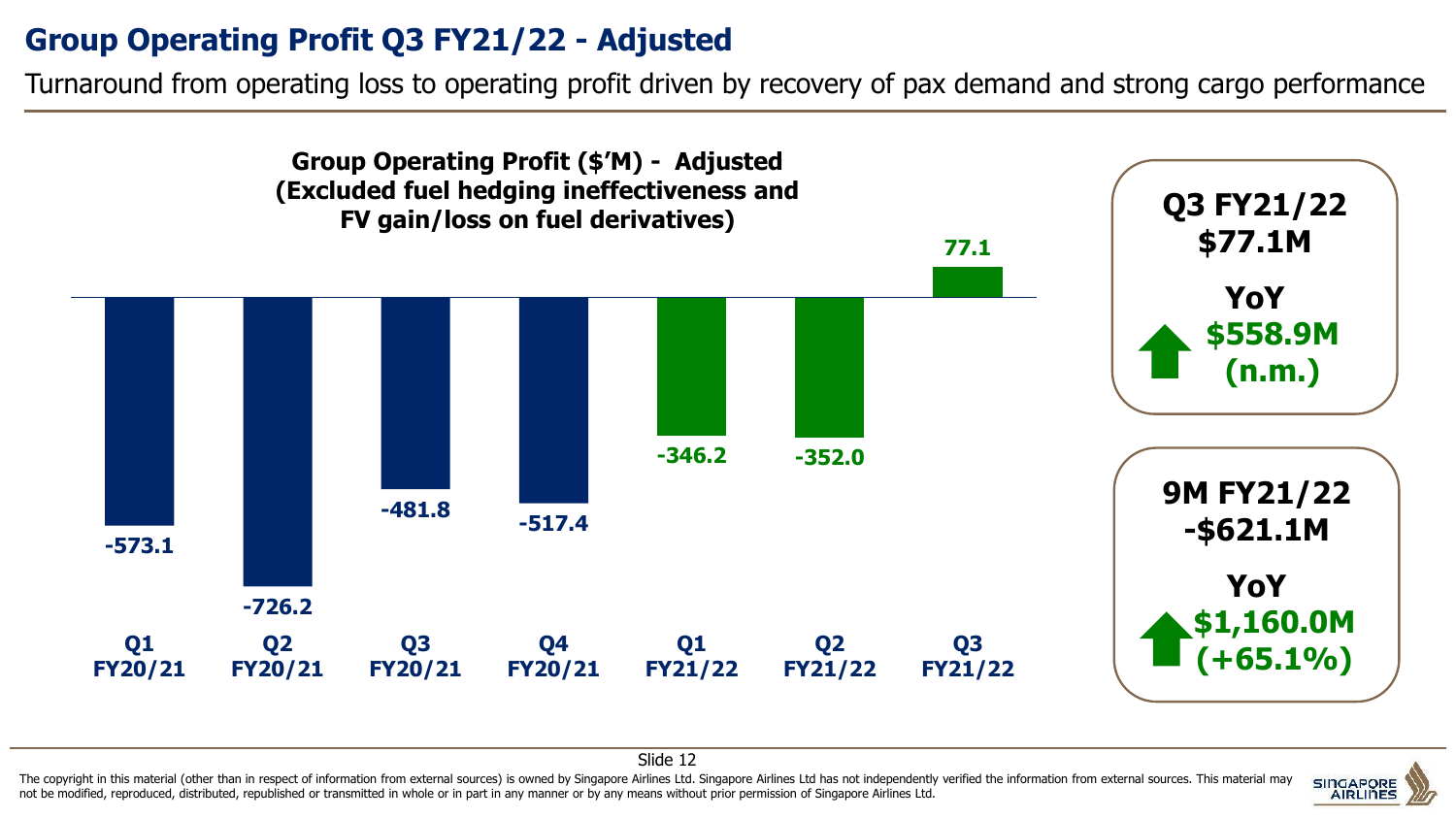# Group Operating Profit Q3 FY21/22 - Adjusted

Turnaround from operating loss to operating profit driven by recovery of pax demand and strong cargo performance

**Group Operating Profit ($'M) - Adjusted (Excluded fuel hedging ineffectiveness and FV gain/loss on fuel derivatives)**

| Quarter | Operating Profit ($'M) |
|---|---|
| Q1 FY20/21 | -573.1 |
| Q2 FY20/21 | -726.2 |
| Q3 FY20/21 | -481.8 |
| Q4 FY20/21 | -517.4 |
| Q1 FY21/22 | -346.2 |
| Q2 FY21/22 | -352.0 |
| Q3 FY21/22 | 77.1 |

**Q3 FY21/22**
**$77.1M**

**YoY**
**$558.9M**
**(n.m.)**

**9M FY21/22**
**-$621.1M**

**YoY**
**$1,160.0M**
**(+65.1%)**

The copyright in this material (other than in respect of information from external sources) is owned by Singapore Airlines Ltd. Singapore Airlines Ltd has not independently verified the information from external sources. This material may not be modified, reproduced, distributed, republished or transmitted in whole or in part in any manner or by any means without prior permission of Singapore Airlines Ltd.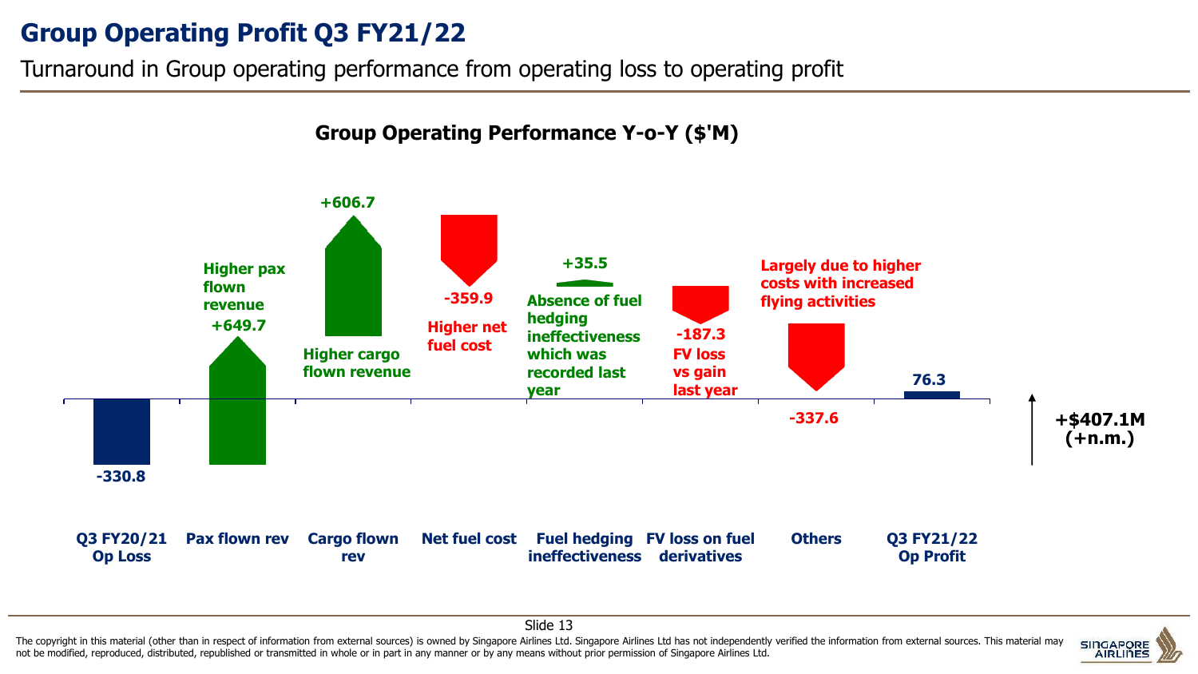# Group Operating Profit Q3 FY21/22

Turnaround in Group operating performance from operating loss to operating profit

## Group Operating Performance Y-o-Y ($'M)

| Item | Value ($'M) | Note |
| --- | --- | --- |
| Q3 FY20/21 Op Loss | -330.8 | |
| Pax flown rev | +649.7 | Higher pax flown revenue |
| Cargo flown rev | +606.7 | Higher cargo flown revenue |
| Net fuel cost | -359.9 | Higher net fuel cost |
| Fuel hedging ineffectiveness | +35.5 | Absence of fuel hedging ineffectiveness which was recorded last year |
| FV loss on fuel derivatives | -187.3 | FV loss vs gain last year |
| Others | -337.6 | Largely due to higher costs with increased flying activities |
| Q3 FY21/22 Op Profit | 76.3 | |

+$407.1M (+n.m.)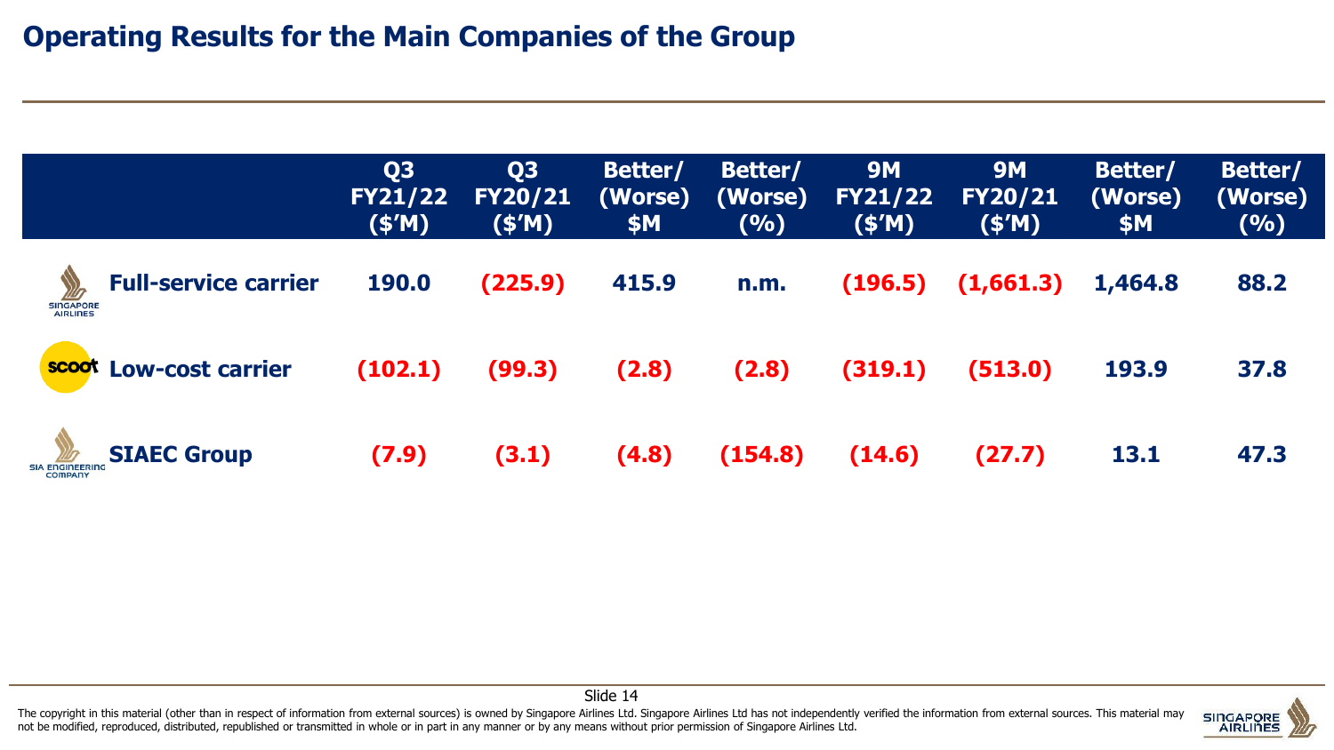# Operating Results for the Main Companies of the Group

| | Q3 FY21/22 ($'M) | Q3 FY20/21 ($'M) | Better/ (Worse) $M | Better/ (Worse) (%) | 9M FY21/22 ($'M) | 9M FY20/21 ($'M) | Better/ (Worse) $M | Better/ (Worse) (%) |
|---|---|---|---|---|---|---|---|---|
| **Full-service carrier** | **190.0** | **(225.9)** | **415.9** | **n.m.** | **(196.5)** | **(1,661.3)** | **1,464.8** | **88.2** |
| **Low-cost carrier** | **(102.1)** | **(99.3)** | **(2.8)** | **(2.8)** | **(319.1)** | **(513.0)** | **193.9** | **37.8** |
| **SIAEC Group** | **(7.9)** | **(3.1)** | **(4.8)** | **(154.8)** | **(14.6)** | **(27.7)** | **13.1** | **47.3** |

The copyright in this material (other than in respect of information from external sources) is owned by Singapore Airlines Ltd. Singapore Airlines Ltd has not independently verified the information from external sources. This material may not be modified, reproduced, distributed, republished or transmitted in whole or in part in any manner or by any means without prior permission of Singapore Airlines Ltd.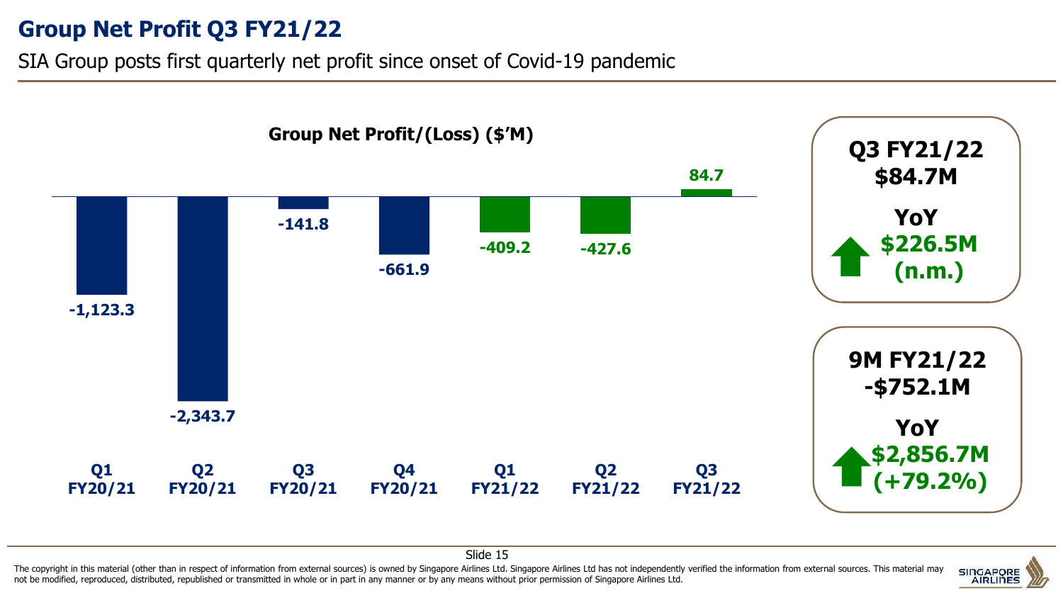# Group Net Profit Q3 FY21/22

SIA Group posts first quarterly net profit since onset of Covid-19 pandemic

**Group Net Profit/(Loss) ($'M)**

| Quarter | Net Profit/(Loss) ($'M) |
|---|---|
| Q1 FY20/21 | -1,123.3 |
| Q2 FY20/21 | -2,343.7 |
| Q3 FY20/21 | -141.8 |
| Q4 FY20/21 | -661.9 |
| Q1 FY21/22 | -409.2 |
| Q2 FY21/22 | -427.6 |
| Q3 FY21/22 | 84.7 |

**Q3 FY21/22**
**$84.7M**

**YoY**
**$226.5M**
**(n.m.)**

**9M FY21/22**
**-$752.1M**

**YoY**
**$2,856.7M**
**(+79.2%)**

The copyright in this material (other than in respect of information from external sources) is owned by Singapore Airlines Ltd. Singapore Airlines Ltd has not independently verified the information from external sources. This material may not be modified, reproduced, distributed, republished or transmitted in whole or in part in any manner or by any means without prior permission of Singapore Airlines Ltd.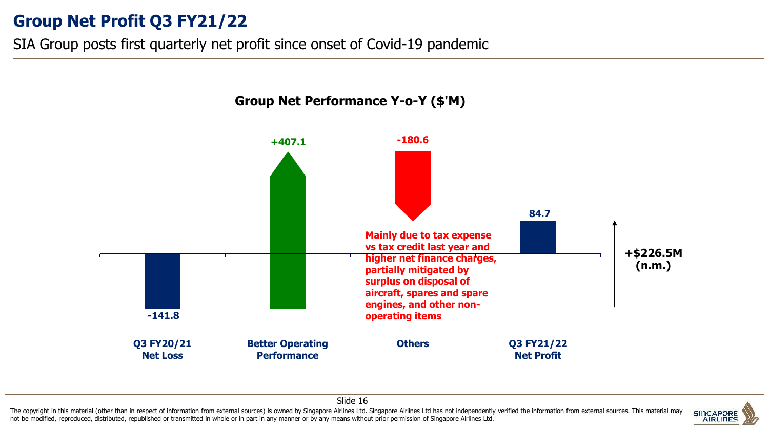# Group Net Profit Q3 FY21/22

SIA Group posts first quarterly net profit since onset of Covid-19 pandemic

**Group Net Performance Y-o-Y ($'M)**

| Q3 FY20/21 Net Loss | Better Operating Performance | Others | Q3 FY21/22 Net Profit |
|---|---|---|---|
| -141.8 | +407.1 | -180.6 | 84.7 |

**Mainly due to tax expense vs tax credit last year and higher net finance charges, partially mitigated by surplus on disposal of aircraft, spares and spare engines, and other non-operating items**

**+$226.5M (n.m.)**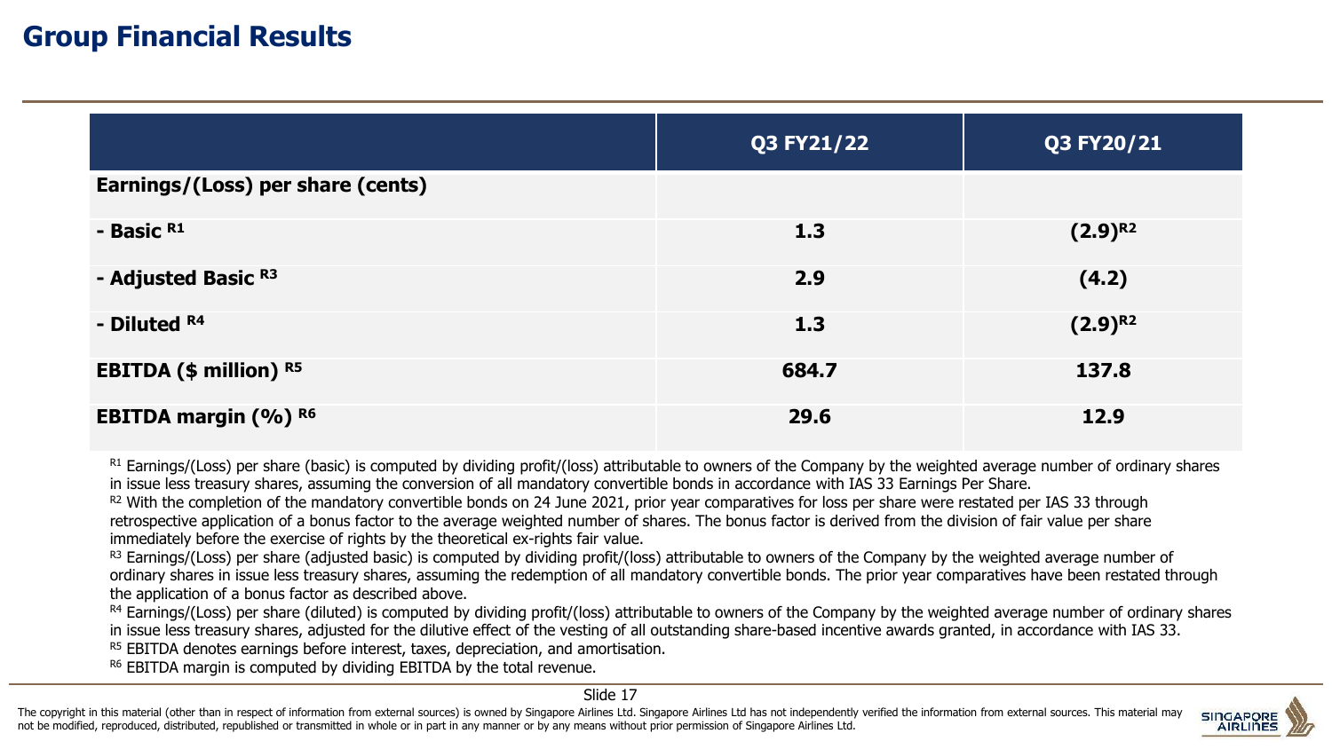# Group Financial Results

| | Q3 FY21/22 | Q3 FY20/21 |
|---|---|---|
| **Earnings/(Loss) per share (cents)** | | |
| **- Basic** [R1] | **1.3** | **(2.9)**[R2] |
| **- Adjusted Basic** [R3] | **2.9** | **(4.2)** |
| **- Diluted** [R4] | **1.3** | **(2.9)**[R2] |
| **EBITDA ($ million)** [R5] | **684.7** | **137.8** |
| **EBITDA margin (%)** [R6] | **29.6** | **12.9** |

[R1] Earnings/(Loss) per share (basic) is computed by dividing profit/(loss) attributable to owners of the Company by the weighted average number of ordinary shares in issue less treasury shares, assuming the conversion of all mandatory convertible bonds in accordance with IAS 33 Earnings Per Share.

[R2] With the completion of the mandatory convertible bonds on 24 June 2021, prior year comparatives for loss per share were restated per IAS 33 through retrospective application of a bonus factor to the average weighted number of shares. The bonus factor is derived from the division of fair value per share immediately before the exercise of rights by the theoretical ex-rights fair value.

[R3] Earnings/(Loss) per share (adjusted basic) is computed by dividing profit/(loss) attributable to owners of the Company by the weighted average number of ordinary shares in issue less treasury shares, assuming the redemption of all mandatory convertible bonds. The prior year comparatives have been restated through the application of a bonus factor as described above.

[R4] Earnings/(Loss) per share (diluted) is computed by dividing profit/(loss) attributable to owners of the Company by the weighted average number of ordinary shares in issue less treasury shares, adjusted for the dilutive effect of the vesting of all outstanding share-based incentive awards granted, in accordance with IAS 33.

[R5] EBITDA denotes earnings before interest, taxes, depreciation, and amortisation.

[R6] EBITDA margin is computed by dividing EBITDA by the total revenue.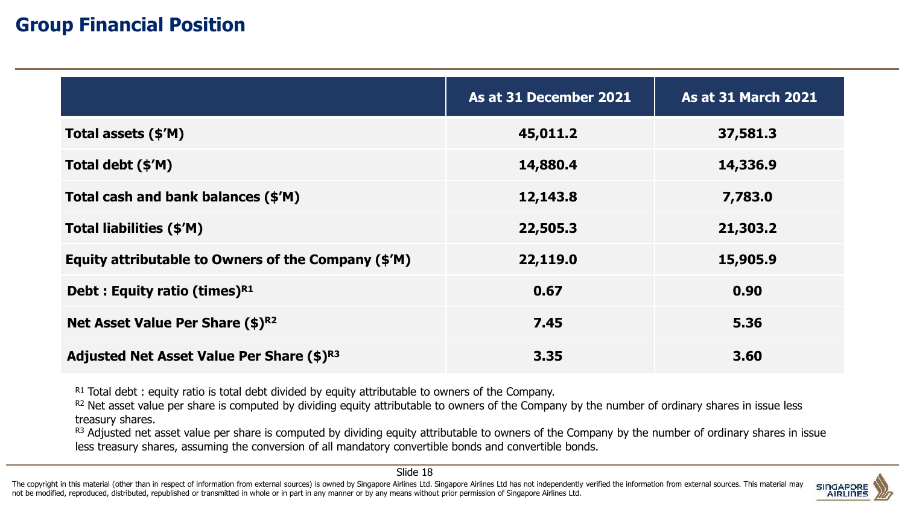# Group Financial Position

| | As at 31 December 2021 | As at 31 March 2021 |
|---|---|---|
| **Total assets ($'M)** | 45,011.2 | 37,581.3 |
| **Total debt ($'M)** | 14,880.4 | 14,336.9 |
| **Total cash and bank balances ($'M)** | 12,143.8 | 7,783.0 |
| **Total liabilities ($'M)** | 22,505.3 | 21,303.2 |
| **Equity attributable to Owners of the Company ($'M)** | 22,119.0 | 15,905.9 |
| **Debt : Equity ratio (times)[R1]** | 0.67 | 0.90 |
| **Net Asset Value Per Share ($)[R2]** | 7.45 | 5.36 |
| **Adjusted Net Asset Value Per Share ($)[R3]** | 3.35 | 3.60 |

[R1] Total debt : equity ratio is total debt divided by equity attributable to owners of the Company.

[R2] Net asset value per share is computed by dividing equity attributable to owners of the Company by the number of ordinary shares in issue less treasury shares.

[R3] Adjusted net asset value per share is computed by dividing equity attributable to owners of the Company by the number of ordinary shares in issue less treasury shares, assuming the conversion of all mandatory convertible bonds and convertible bonds.

The copyright in this material (other than in respect of information from external sources) is owned by Singapore Airlines Ltd. Singapore Airlines Ltd has not independently verified the information from external sources. This material may not be modified, reproduced, distributed, republished or transmitted in whole or in part in any manner or by any means without prior permission of Singapore Airlines Ltd.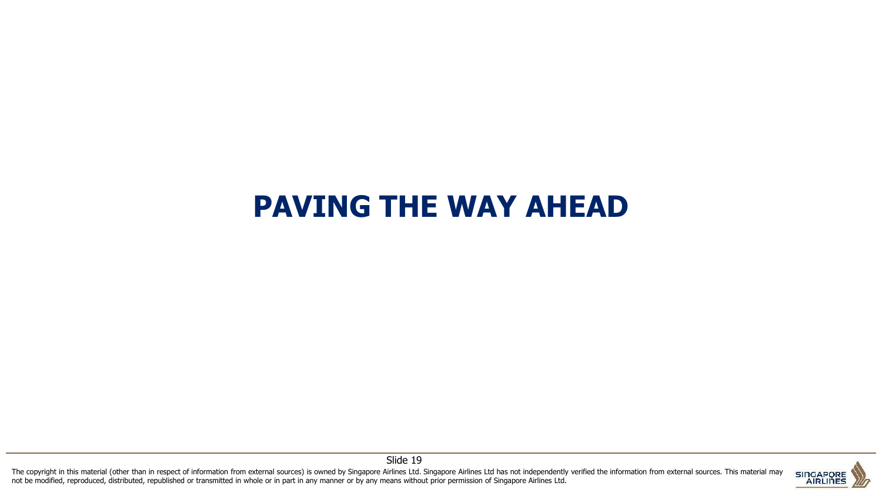# PAVING THE WAY AHEAD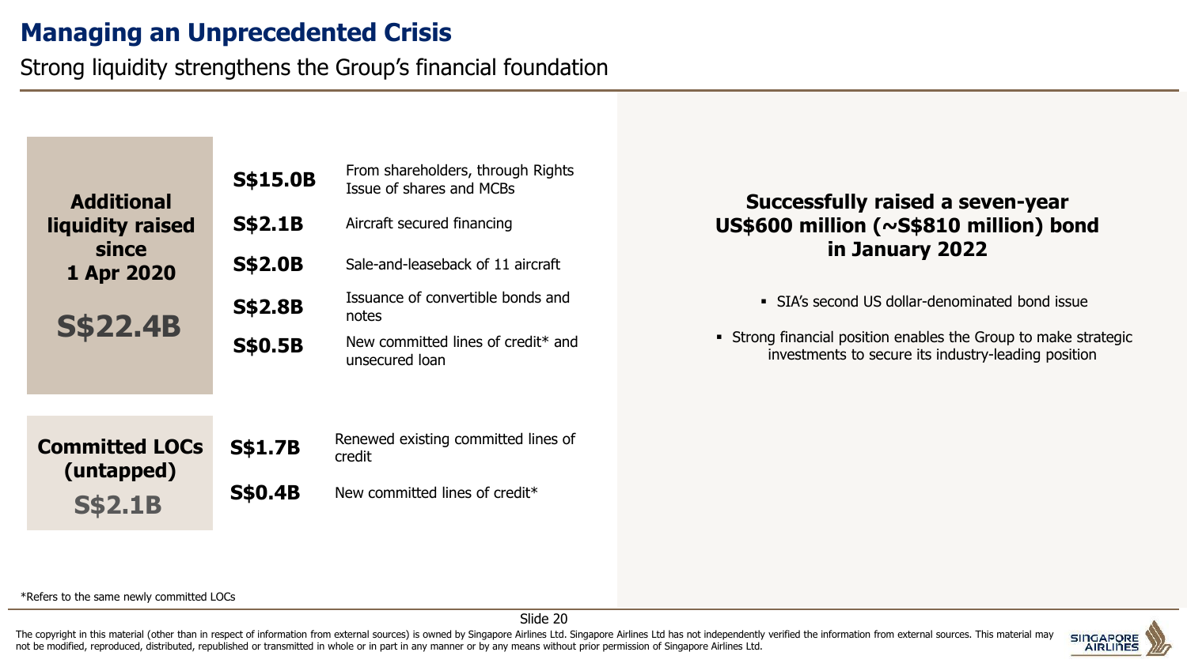# Managing an Unprecedented Crisis

## Strong liquidity strengthens the Group's financial foundation

**Additional liquidity raised since 1 Apr 2020**

**S$22.4B**

| | |
|---|---|
| **S$15.0B** | From shareholders, through Rights Issue of shares and MCBs |
| **S$2.1B** | Aircraft secured financing |
| **S$2.0B** | Sale-and-leaseback of 11 aircraft |
| **S$2.8B** | Issuance of convertible bonds and notes |
| **S$0.5B** | New committed lines of credit* and unsecured loan |

**Committed LOCs (untapped)**

**S$2.1B**

| | |
|---|---|
| **S$1.7B** | Renewed existing committed lines of credit |
| **S$0.4B** | New committed lines of credit* |

### Successfully raised a seven-year US$600 million (~S$810 million) bond in January 2022

- SIA's second US dollar-denominated bond issue
- Strong financial position enables the Group to make strategic investments to secure its industry-leading position

*Refers to the same newly committed LOCs

The copyright in this material (other than in respect of information from external sources) is owned by Singapore Airlines Ltd. Singapore Airlines Ltd has not independently verified the information from external sources. This material may not be modified, reproduced, distributed, republished or transmitted in whole or in part in any manner or by any means without prior permission of Singapore Airlines Ltd.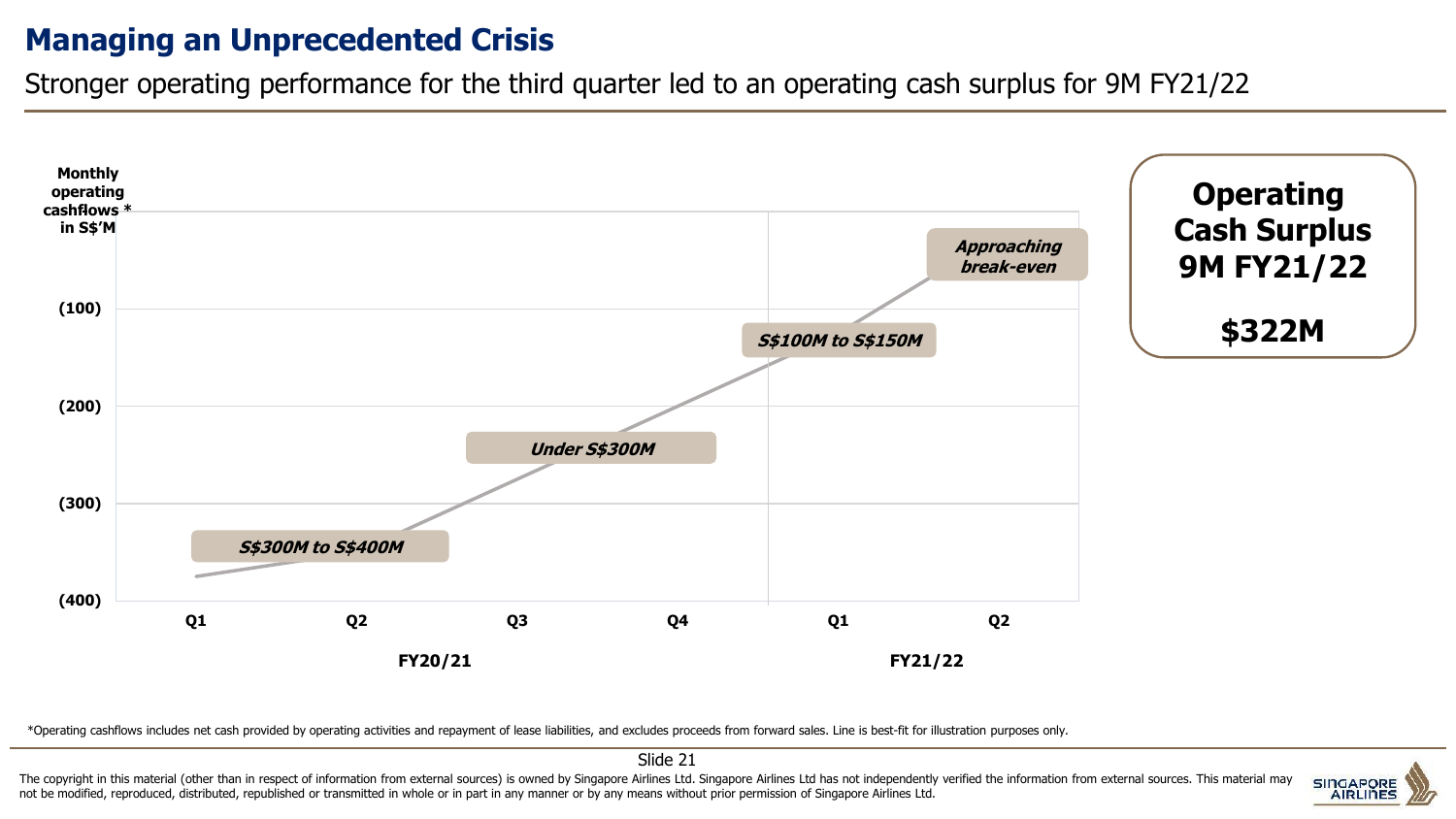# Managing an Unprecedented Crisis

Stronger operating performance for the third quarter led to an operating cash surplus for 9M FY21/22

**Monthly operating cashflows * in S$'M**

(100)

(200)

(300)

(400)

Q1 Q2 Q3 Q4 Q1 Q2

**FY20/21** **FY21/22**

***S$300M to S$400M***

***Under S$300M***

***S$100M to S$150M***

***Approaching break-even***

**Operating Cash Surplus 9M FY21/22**

**$322M**

*Operating cashflows includes net cash provided by operating activities and repayment of lease liabilities, and excludes proceeds from forward sales. Line is best-fit for illustration purposes only.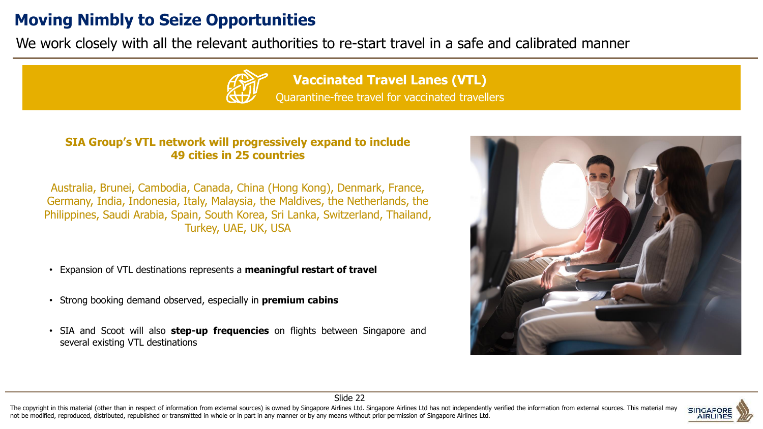# Moving Nimbly to Seize Opportunities

We work closely with all the relevant authorities to re-start travel in a safe and calibrated manner

## Vaccinated Travel Lanes (VTL)

Quarantine-free travel for vaccinated travellers

**SIA Group's VTL network will progressively expand to include 49 cities in 25 countries**

Australia, Brunei, Cambodia, Canada, China (Hong Kong), Denmark, France, Germany, India, Indonesia, Italy, Malaysia, the Maldives, the Netherlands, the Philippines, Saudi Arabia, Spain, South Korea, Sri Lanka, Switzerland, Thailand, Turkey, UAE, UK, USA

- Expansion of VTL destinations represents a **meaningful restart of travel**
- Strong booking demand observed, especially in **premium cabins**
- SIA and Scoot will also **step-up frequencies** on flights between Singapore and several existing VTL destinations

The copyright in this material (other than in respect of information from external sources) is owned by Singapore Airlines Ltd. Singapore Airlines Ltd has not independently verified the information from external sources. This material may not be modified, reproduced, distributed, republished or transmitted in whole or in part in any manner or by any means without prior permission of Singapore Airlines Ltd.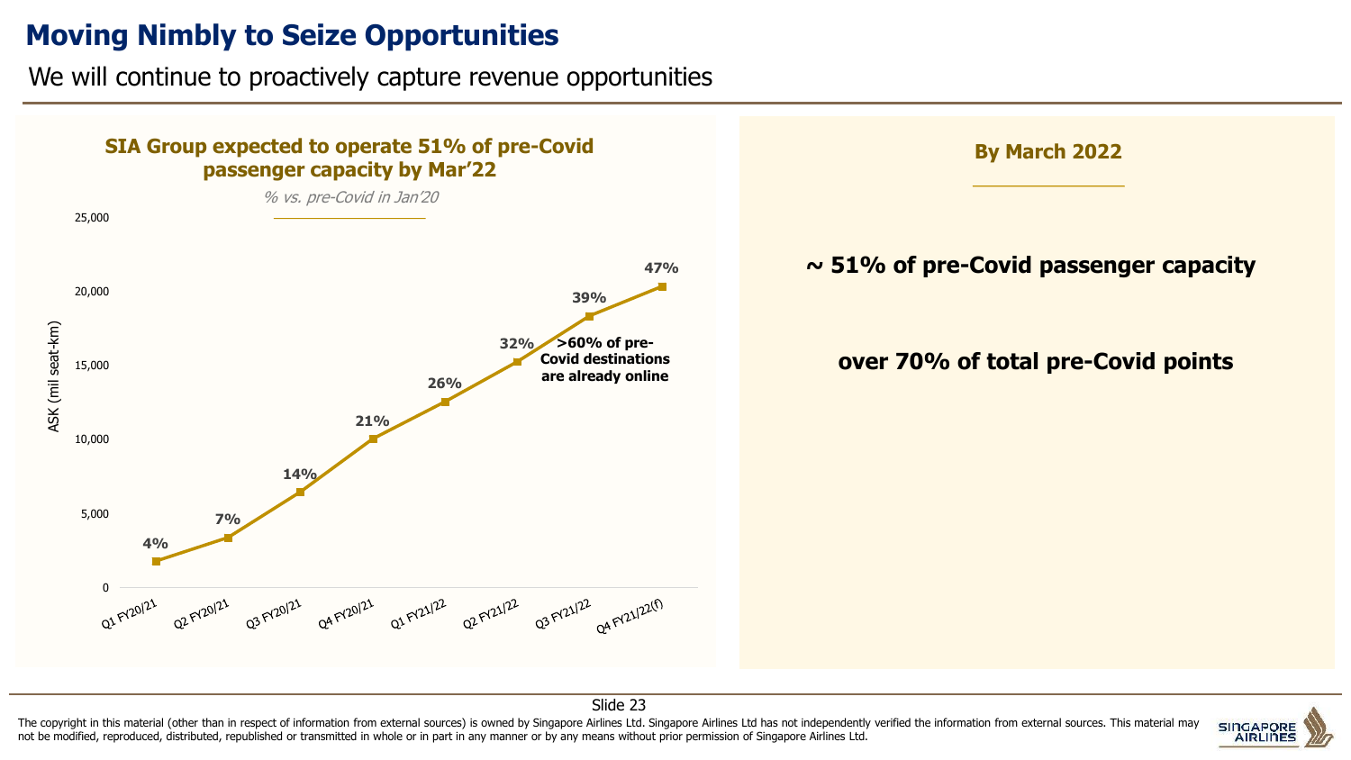# Moving Nimbly to Seize Opportunities

We will continue to proactively capture revenue opportunities

**SIA Group expected to operate 51% of pre-Covid passenger capacity by Mar'22**

*% vs. pre-Covid in Jan'20*

ASK (mil seat-km)

| Quarter | % vs. pre-Covid |
|---|---|
| Q1 FY20/21 | 4% |
| Q2 FY20/21 | 7% |
| Q3 FY20/21 | 14% |
| Q4 FY20/21 | 21% |
| Q1 FY21/22 | 26% |
| Q2 FY21/22 | 32% |
| Q3 FY21/22 | 39% |
| Q4 FY21/22(f) | 47% |

**>60% of pre-Covid destinations are already online**

**By March 2022**

**~ 51% of pre-Covid passenger capacity**

**over 70% of total pre-Covid points**

The copyright in this material (other than in respect of information from external sources) is owned by Singapore Airlines Ltd. Singapore Airlines Ltd has not independently verified the information from external sources. This material may not be modified, reproduced, distributed, republished or transmitted in whole or in part in any manner or by any means without prior permission of Singapore Airlines Ltd.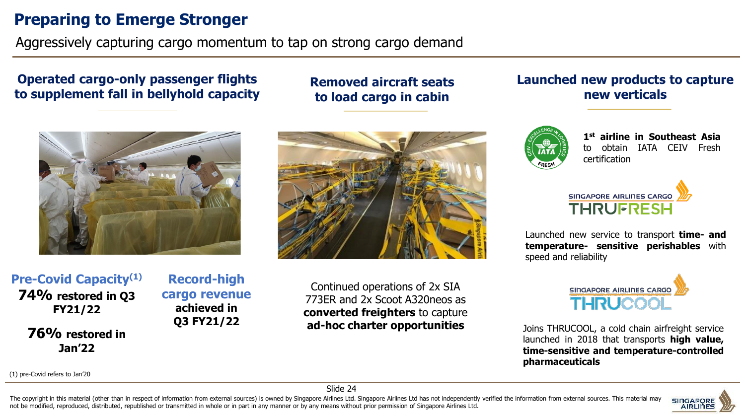# Preparing to Emerge Stronger

Aggressively capturing cargo momentum to tap on strong cargo demand

## Operated cargo-only passenger flights to supplement fall in bellyhold capacity

**Pre-Covid Capacity[1]**

**74% restored in Q3 FY21/22**

**76% restored in Jan'22**

**Record-high cargo revenue achieved in Q3 FY21/22**

## Removed aircraft seats to load cargo in cabin

Continued operations of 2x SIA 773ER and 2x Scoot A320neos as **converted freighters** to capture **ad-hoc charter opportunities**

## Launched new products to capture new verticals

**1st airline in Southeast Asia** to obtain IATA CEIV Fresh certification

SINGAPORE AIRLINES CARGO THRUFRESH

Launched new service to transport **time- and temperature- sensitive perishables** with speed and reliability

SINGAPORE AIRLINES CARGO THRUCOOL

Joins THRUCOOL, a cold chain airfreight service launched in 2018 that transports **high value, time-sensitive and temperature-controlled pharmaceuticals**

(1) pre-Covid refers to Jan'20

The copyright in this material (other than in respect of information from external sources) is owned by Singapore Airlines Ltd. Singapore Airlines Ltd has not independently verified the information from external sources. This material may not be modified, reproduced, distributed, republished or transmitted in whole or in part in any manner or by any means without prior permission of Singapore Airlines Ltd.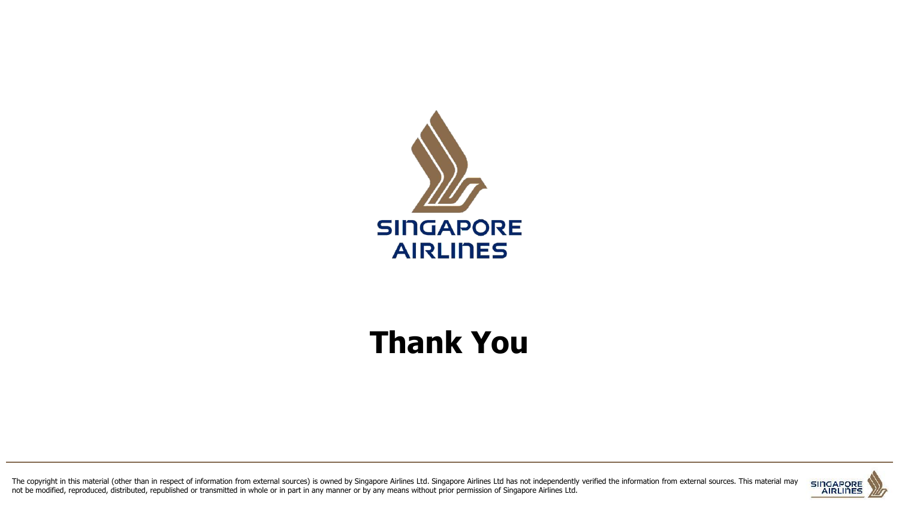SINGAPORE AIRLINES

# Thank You

The copyright in this material (other than in respect of information from external sources) is owned by Singapore Airlines Ltd. Singapore Airlines Ltd has not independently verified the information from external sources. This material may not be modified, reproduced, distributed, republished or transmitted in whole or in part in any manner or by any means without prior permission of Singapore Airlines Ltd.